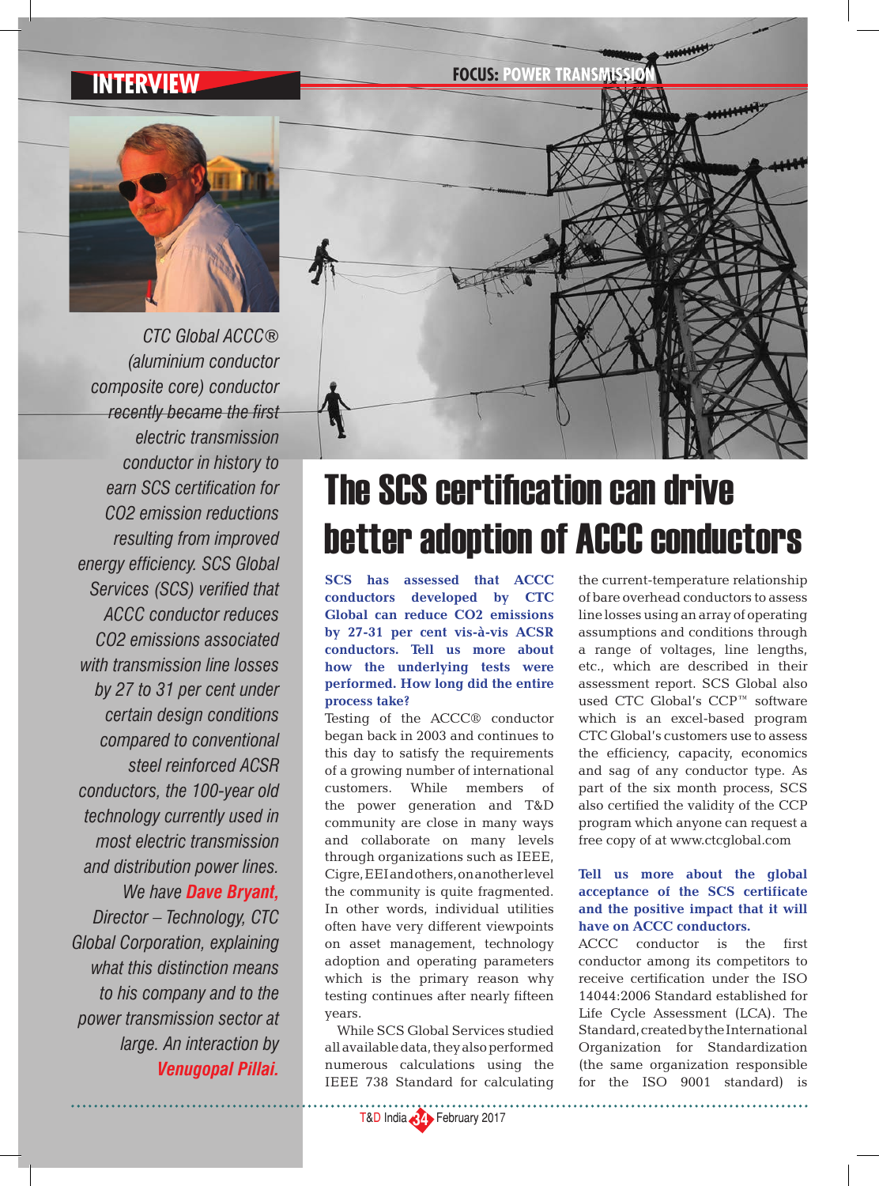# The SCS certification can drive better adoption of ACCC conductors

*CTC Global ACCC® (aluminium conductor composite core) conductor recently became the first electric transmission conductor in history to earn SCS certification for CO2 emission reductions resulting from improved energy efficiency. SCS Global Services (SCS) verified that ACCC conductor reduces CO2 emissions associated with transmission line losses by 27 to 31 per cent under certain design conditions compared to conventional steel reinforced ACSR conductors, the 100-year old technology currently used in most electric transmission and distribution power lines. We have* ***Dave Bryant,*** *Director – Technology, CTC Global Corporation, explaining what this distinction means to his company and to the power transmission sector at large. An interaction by* ***Venugopal Pillai.***

**SCS has assessed that ACCC conductors developed by CTC Global can reduce $CO_2$ emissions by 27-31 per cent vis-à-vis ACSR conductors. Tell us more about how the underlying tests were performed. How long did the entire process take?**

Testing of the ACCC® conductor began back in 2003 and continues to this day to satisfy the requirements of a growing number of international customers. While members of the power generation and T&D community are close in many ways and collaborate on many levels through organizations such as IEEE, Cigre, EEI and others, on another level the community is quite fragmented. In other words, individual utilities often have very different viewpoints on asset management, technology adoption and operating parameters which is the primary reason why testing continues after nearly fifteen years.

While SCS Global Services studied all available data, they also performed numerous calculations using the IEEE 738 Standard for calculating the current-temperature relationship of bare overhead conductors to assess line losses using an array of operating assumptions and conditions through a range of voltages, line lengths, etc., which are described in their assessment report. SCS Global also used CTC Global's CCP™ software which is an excel-based program CTC Global's customers use to assess the efficiency, capacity, economics and sag of any conductor type. As part of the six month process, SCS also certified the validity of the CCP program which anyone can request a free copy of at www.ctcglobal.com

**Tell us more about the global acceptance of the SCS certificate and the positive impact that it will have on ACCC conductors.**

ACCC conductor is the first conductor among its competitors to receive certification under the ISO 14044:2006 Standard established for Life Cycle Assessment (LCA). The Standard, created by the International Organization for Standardization (the same organization responsible for the ISO 9001 standard) is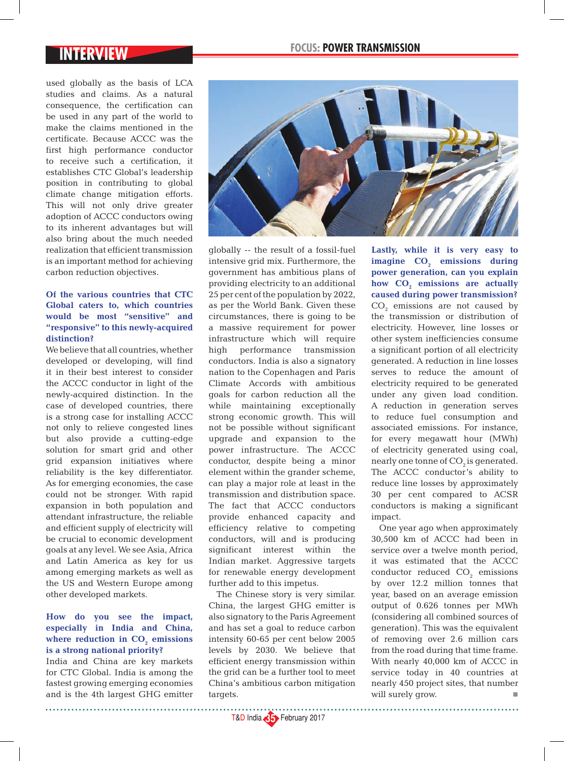used globally as the basis of LCA studies and claims. As a natural consequence, the certification can be used in any part of the world to make the claims mentioned in the certificate. Because ACCC was the first high performance conductor to receive such a certification, it establishes CTC Global's leadership position in contributing to global climate change mitigation efforts. This will not only drive greater adoption of ACCC conductors owing to its inherent advantages but will also bring about the much needed realization that efficient transmission is an important method for achieving carbon reduction objectives.

**Of the various countries that CTC Global caters to, which countries would be most "sensitive" and "responsive" to this newly-acquired distinction?**

We believe that all countries, whether developed or developing, will find it in their best interest to consider the ACCC conductor in light of the newly-acquired distinction. In the case of developed countries, there is a strong case for installing ACCC not only to relieve congested lines but also provide a cutting-edge solution for smart grid and other grid expansion initiatives where reliability is the key differentiator. As for emerging economies, the case could not be stronger. With rapid expansion in both population and attendant infrastructure, the reliable and efficient supply of electricity will be crucial to economic development goals at any level. We see Asia, Africa and Latin America as key for us among emerging markets as well as the US and Western Europe among other developed markets.

**How do you see the impact, especially in India and China, where reduction in $CO_2$ emissions is a strong national priority?**

India and China are key markets for CTC Global. India is among the fastest growing emerging economies and is the 4th largest GHG emitter globally -- the result of a fossil-fuel intensive grid mix. Furthermore, the government has ambitious plans of providing electricity to an additional 25 per cent of the population by 2022, as per the World Bank. Given these circumstances, there is going to be a massive requirement for power infrastructure which will require high performance transmission conductors. India is also a signatory nation to the Copenhagen and Paris Climate Accords with ambitious goals for carbon reduction all the while maintaining exceptionally strong economic growth. This will not be possible without significant upgrade and expansion to the power infrastructure. The ACCC conductor, despite being a minor element within the grander scheme, can play a major role at least in the transmission and distribution space. The fact that ACCC conductors provide enhanced capacity and efficiency relative to competing conductors, will and is producing significant interest within the Indian market. Aggressive targets for renewable energy development further add to this impetus.

The Chinese story is very similar. China, the largest GHG emitter is also signatory to the Paris Agreement and has set a goal to reduce carbon intensity 60-65 per cent below 2005 levels by 2030. We believe that efficient energy transmission within the grid can be a further tool to meet China's ambitious carbon mitigation targets.

**Lastly, while it is very easy to imagine $CO_2$ emissions during power generation, can you explain how $CO_2$ emissions are actually caused during power transmission?**

$CO_2$ emissions are not caused by the transmission or distribution of electricity. However, line losses or other system inefficiencies consume a significant portion of all electricity generated. A reduction in line losses serves to reduce the amount of electricity required to be generated under any given load condition. A reduction in generation serves to reduce fuel consumption and associated emissions. For instance, for every megawatt hour (MWh) of electricity generated using coal, nearly one tonne of $CO_2$ is generated. The ACCC conductor's ability to reduce line losses by approximately 30 per cent compared to ACSR conductors is making a significant impact.

One year ago when approximately 30,500 km of ACCC had been in service over a twelve month period, it was estimated that the ACCC conductor reduced $CO_2$ emissions by over 12.2 million tonnes that year, based on an average emission output of 0.626 tonnes per MWh (considering all combined sources of generation). This was the equivalent of removing over 2.6 million cars from the road during that time frame. With nearly 40,000 km of ACCC in service today in 40 countries at nearly 450 project sites, that number will surely grow. ■